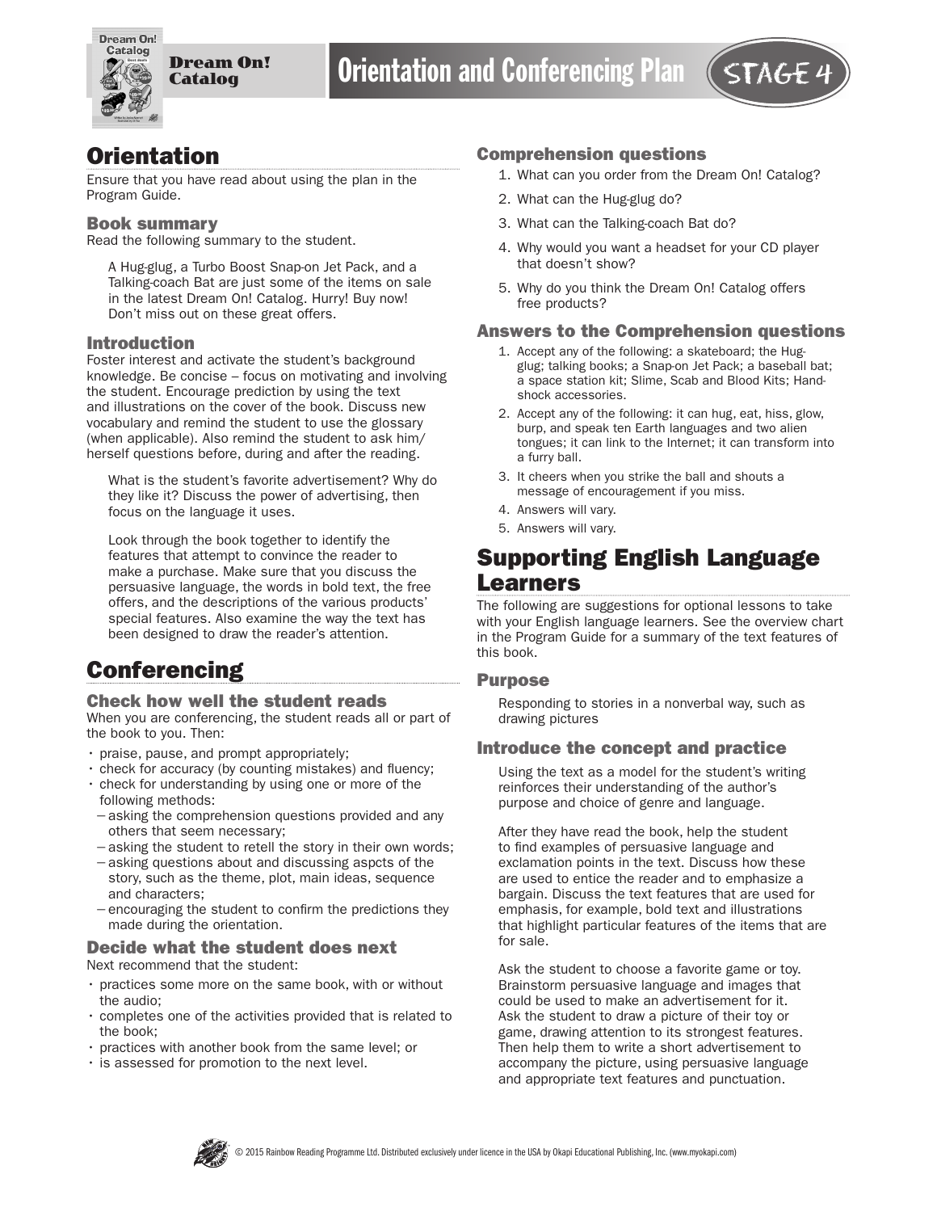Dream On! Catalog

# Orientation and Conferencing Plan

STAGE 4

## Orientation

Ensure that you have read about using the plan in the Program Guide.

### Book summary

Read the following summary to the student.

> A Hug-glug, a Turbo Boost Snap-on Jet Pack, and a Talking-coach Bat are just some of the items on sale in the latest Dream On! Catalog. Hurry! Buy now! Don't miss out on these great offers.

### Introduction

Foster interest and activate the student's background knowledge. Be concise – focus on motivating and involving the student. Encourage prediction by using the text and illustrations on the cover of the book. Discuss new vocabulary and remind the student to use the glossary (when applicable). Also remind the student to ask him/herself questions before, during and after the reading.

> What is the student's favorite advertisement? Why do they like it? Discuss the power of advertising, then focus on the language it uses.
>
> Look through the book together to identify the features that attempt to convince the reader to make a purchase. Make sure that you discuss the persuasive language, the words in bold text, the free offers, and the descriptions of the various products' special features. Also examine the way the text has been designed to draw the reader's attention.

## Conferencing

### Check how well the student reads

When you are conferencing, the student reads all or part of the book to you. Then:

- praise, pause, and prompt appropriately;
- check for accuracy (by counting mistakes) and fluency;
- check for understanding by using one or more of the following methods:
  - asking the comprehension questions provided and any others that seem necessary;
  - asking the student to retell the story in their own words;
  - asking questions about and discussing aspcts of the story, such as the theme, plot, main ideas, sequence and characters;
  - encouraging the student to confirm the predictions they made during the orientation.

### Decide what the student does next

Next recommend that the student:

- practices some more on the same book, with or without the audio;
- completes one of the activities provided that is related to the book;
- practices with another book from the same level; or
- is assessed for promotion to the next level.

### Comprehension questions

1. What can you order from the Dream On! Catalog?
2. What can the Hug-glug do?
3. What can the Talking-coach Bat do?
4. Why would you want a headset for your CD player that doesn't show?
5. Why do you think the Dream On! Catalog offers free products?

### Answers to the Comprehension questions

1. Accept any of the following: a skateboard; the Hug-glug; talking books; a Snap-on Jet Pack; a baseball bat; a space station kit; Slime, Scab and Blood Kits; Hand-shock accessories.
2. Accept any of the following: it can hug, eat, hiss, glow, burp, and speak ten Earth languages and two alien tongues; it can link to the Internet; it can transform into a furry ball.
3. It cheers when you strike the ball and shouts a message of encouragement if you miss.
4. Answers will vary.
5. Answers will vary.

## Supporting English Language Learners

The following are suggestions for optional lessons to take with your English language learners. See the overview chart in the Program Guide for a summary of the text features of this book.

### Purpose

> Responding to stories in a nonverbal way, such as drawing pictures

### Introduce the concept and practice

> Using the text as a model for the student's writing reinforces their understanding of the author's purpose and choice of genre and language.
>
> After they have read the book, help the student to find examples of persuasive language and exclamation points in the text. Discuss how these are used to entice the reader and to emphasize a bargain. Discuss the text features that are used for emphasis, for example, bold text and illustrations that highlight particular features of the items that are for sale.
>
> Ask the student to choose a favorite game or toy. Brainstorm persuasive language and images that could be used to make an advertisement for it. Ask the student to draw a picture of their toy or game, drawing attention to its strongest features. Then help them to write a short advertisement to accompany the picture, using persuasive language and appropriate text features and punctuation.

© 2015 Rainbow Reading Programme Ltd. Distributed exclusively under licence in the USA by Okapi Educational Publishing, Inc. (www.myokapi.com)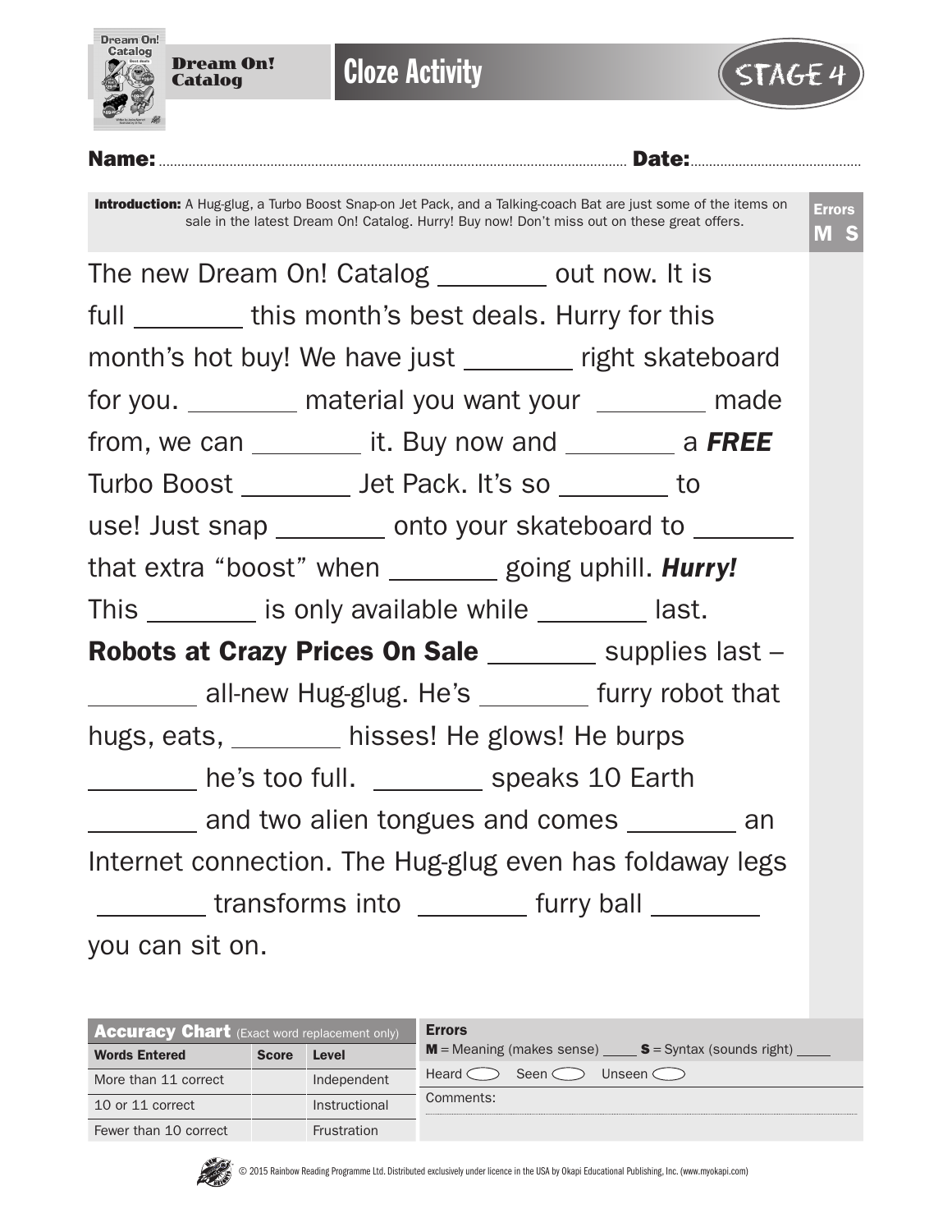**Dream On! Catalog**

# Cloze Activity

STAGE 4

**Name:** ................................................ **Date:** ................................

**Introduction:** A Hug-glug, a Turbo Boost Snap-on Jet Pack, and a Talking-coach Bat are just some of the items on sale in the latest Dream On! Catalog. Hurry! Buy now! Don't miss out on these great offers.

**Errors**
**M S**

The new Dream On! Catalog ________ out now. It is full ________ this month's best deals. Hurry for this month's hot buy! We have just ________ right skateboard for you. ________ material you want your ________ made from, we can ________ it. Buy now and ________ a ***FREE*** Turbo Boost ________ Jet Pack. It's so ________ to use! Just snap ________ onto your skateboard to ________ that extra "boost" when ________ going uphill. ***Hurry!*** This ________ is only available while ________ last.

**Robots at Crazy Prices On Sale** ________ supplies last – ________ all-new Hug-glug. He's ________ furry robot that hugs, eats, ________ hisses! He glows! He burps ________ he's too full. ________ speaks 10 Earth ________ and two alien tongues and comes ________ an Internet connection. The Hug-glug even has foldaway legs ________ transforms into ________ furry ball ________ you can sit on.

| **Accuracy Chart** (Exact word replacement only) | | |
|---|---|---|
| **Words Entered** | **Score** | **Level** |
| More than 11 correct | | Independent |
| 10 or 11 correct | | Instructional |
| Fewer than 10 correct | | Frustration |

**Errors**
**M** = Meaning (makes sense) ____ **S** = Syntax (sounds right) ____

Heard ◯ Seen ◯ Unseen ◯

Comments:

© 2015 Rainbow Reading Programme Ltd. Distributed exclusively under licence in the USA by Okapi Educational Publishing, Inc. (www.myokapi.com)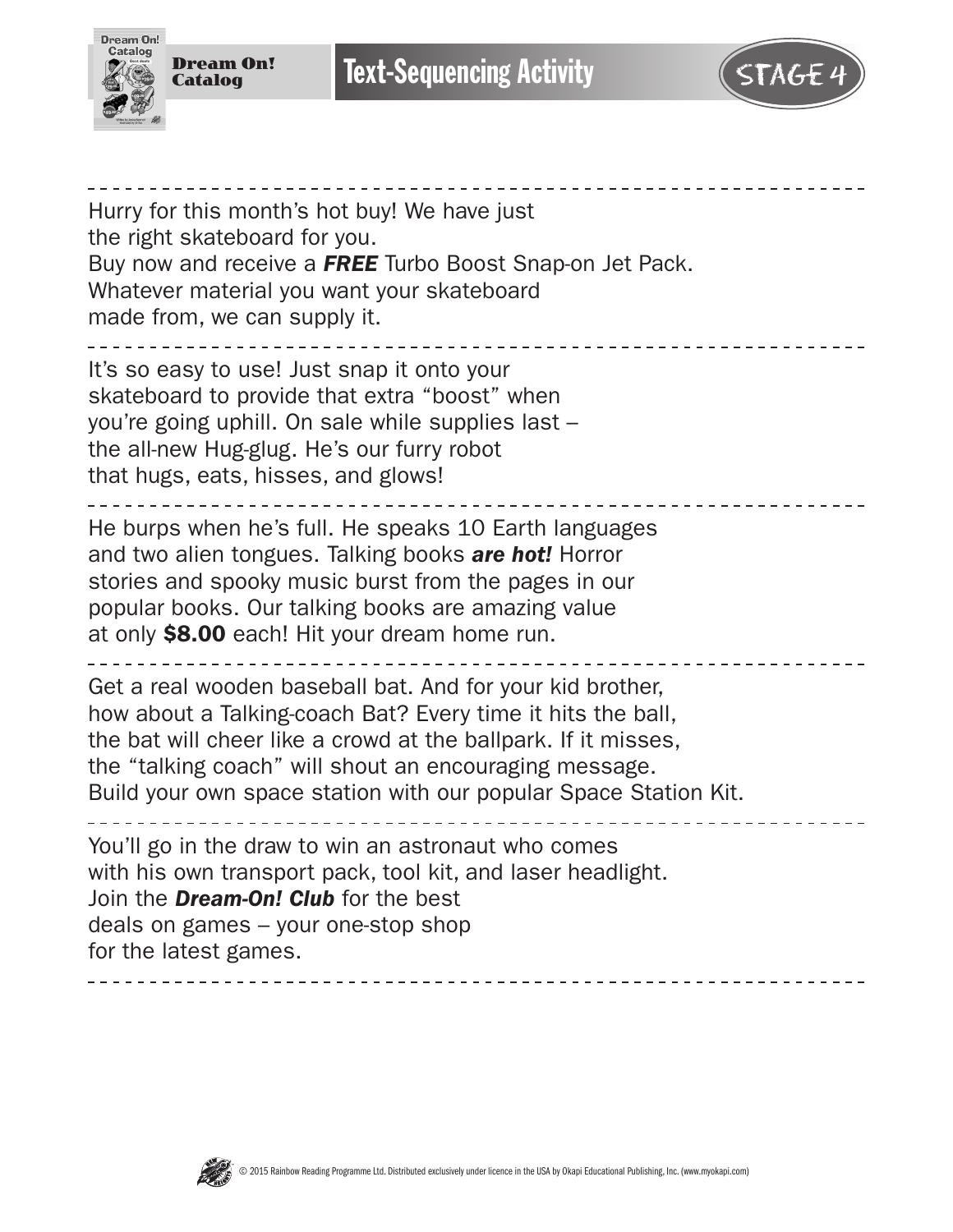# Text-Sequencing Activity

STAGE 4

---

Hurry for this month's hot buy! We have just
the right skateboard for you.
Buy now and receive a ***FREE*** Turbo Boost Snap-on Jet Pack.
Whatever material you want your skateboard
made from, we can supply it.

---

It's so easy to use! Just snap it onto your
skateboard to provide that extra "boost" when
you're going uphill. On sale while supplies last –
the all-new Hug-glug. He's our furry robot
that hugs, eats, hisses, and glows!

---

He burps when he's full. He speaks 10 Earth languages
and two alien tongues. Talking books ***are hot!*** Horror
stories and spooky music burst from the pages in our
popular books. Our talking books are amazing value
at only **$8.00** each! Hit your dream home run.

---

Get a real wooden baseball bat. And for your kid brother,
how about a Talking-coach Bat? Every time it hits the ball,
the bat will cheer like a crowd at the ballpark. If it misses,
the "talking coach" will shout an encouraging message.
Build your own space station with our popular Space Station Kit.

---

You'll go in the draw to win an astronaut who comes
with his own transport pack, tool kit, and laser headlight.
Join the ***Dream-On! Club*** for the best
deals on games – your one-stop shop
for the latest games.

---

© 2015 Rainbow Reading Programme Ltd. Distributed exclusively under licence in the USA by Okapi Educational Publishing, Inc. (www.myokapi.com)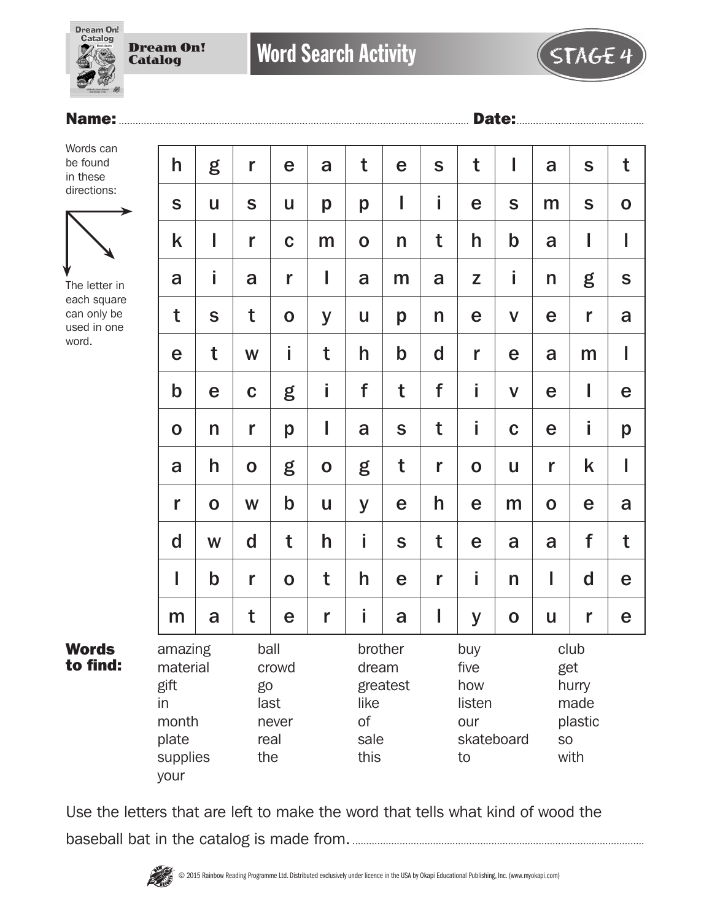Dream On! Catalog

# Word Search Activity

STAGE 4

**Name:** ........................................ **Date:** ....................

Words can be found in these directions:

The letter in each square can only be used in one word.

| | | | | | | | | | | | | |
|---|---|---|---|---|---|---|---|---|---|---|---|---|
| h | g | r | e | a | t | e | s | t | l | a | s | t |
| s | u | s | u | p | p | l | i | e | s | m | s | o |
| k | l | r | c | m | o | n | t | h | b | a | l | l |
| a | i | a | r | l | a | m | a | z | i | n | g | s |
| t | s | t | o | y | u | p | n | e | v | e | r | a |
| e | t | w | i | t | h | b | d | r | e | a | m | l |
| b | e | c | g | i | f | t | f | i | v | e | l | e |
| o | n | r | p | l | a | s | t | i | c | e | i | p |
| a | h | o | g | o | g | t | r | o | u | r | k | l |
| r | o | w | b | u | y | e | h | e | m | o | e | a |
| d | w | d | t | h | i | s | t | e | a | a | f | t |
| l | b | r | o | t | h | e | r | i | n | l | d | e |
| m | a | t | e | r | i | a | l | y | o | u | r | e |

**Words to find:**

| | | | | |
|---|---|---|---|---|
| amazing | ball | brother | buy | club |
| material | crowd | dream | five | get |
| gift | go | greatest | how | hurry |
| in | last | like | listen | made |
| month | never | of | our | plastic |
| plate | real | sale | skateboard | so |
| supplies | the | this | to | with |
| your | | | | |

Use the letters that are left to make the word that tells what kind of wood the baseball bat in the catalog is made from. ........................................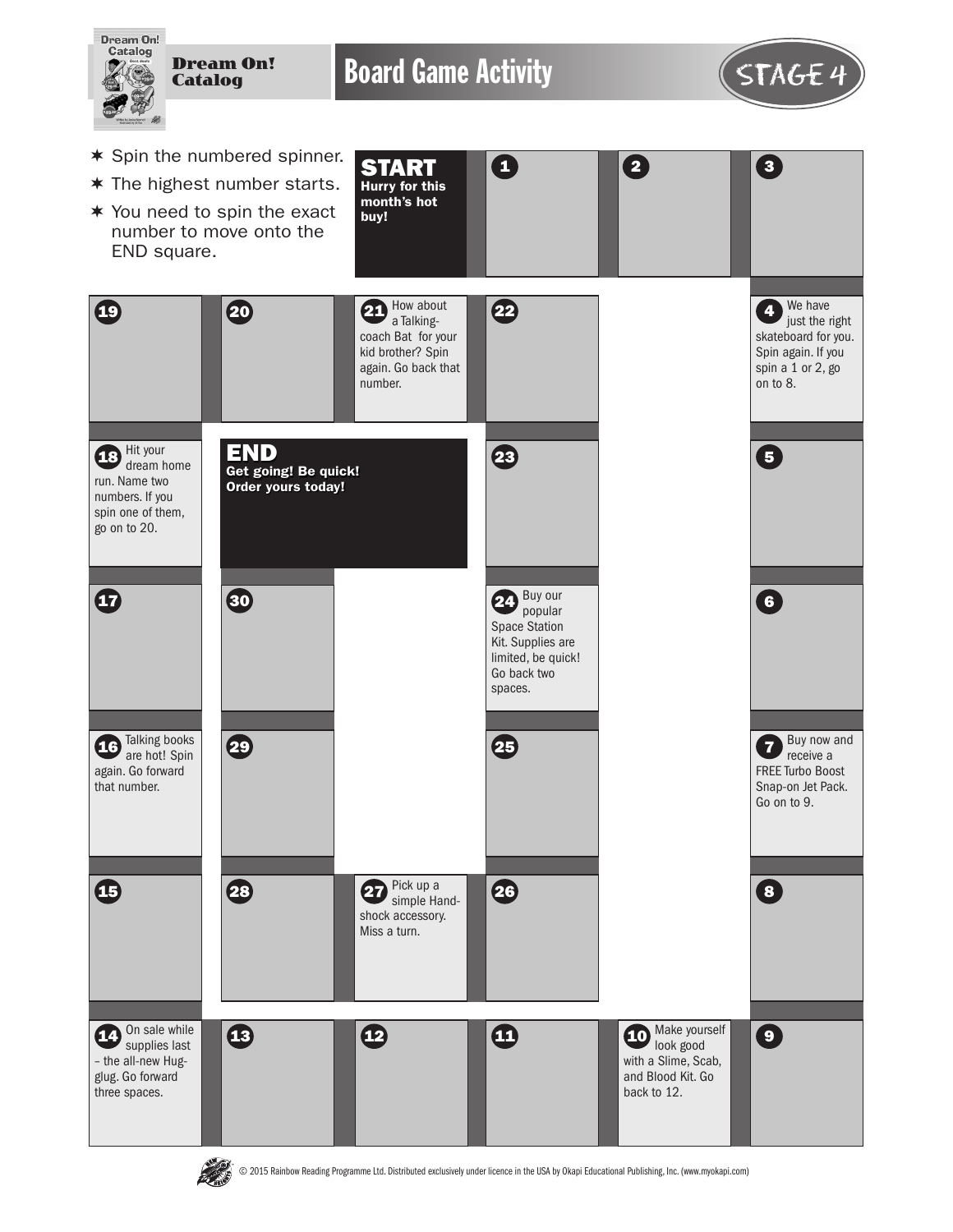Dream On! Catalog

# Board Game Activity

STAGE 4

- Spin the numbered spinner.
- The highest number starts.
- You need to spin the exact number to move onto the END square.

**START** Hurry for this month's hot buy!

**1**

**2**

**3**

**4** We have just the right skateboard for you. Spin again. If you spin a 1 or 2, go on to 8.

**5**

**6**

**7** Buy now and receive a FREE Turbo Boost Snap-on Jet Pack. Go on to 9.

**8**

**9**

**10** Make yourself look good with a Slime, Scab, and Blood Kit. Go back to 12.

**11**

**12**

**13**

**14** On sale while supplies last – the all-new Hug-glug. Go forward three spaces.

**15**

**16** Talking books are hot! Spin again. Go forward that number.

**17**

**18** Hit your dream home run. Name two numbers. If you spin one of them, go on to 20.

**19**

**20**

**21** How about a Talking-coach Bat for your kid brother? Spin again. Go back that number.

**22**

**23**

**24** Buy our popular Space Station Kit. Supplies are limited, be quick! Go back two spaces.

**25**

**26**

**27** Pick up a simple Hand-shock accessory. Miss a turn.

**28**

**29**

**30**

**END** Get going! Be quick! Order yours today!

© 2015 Rainbow Reading Programme Ltd. Distributed exclusively under licence in the USA by Okapi Educational Publishing, Inc. (www.myokapi.com)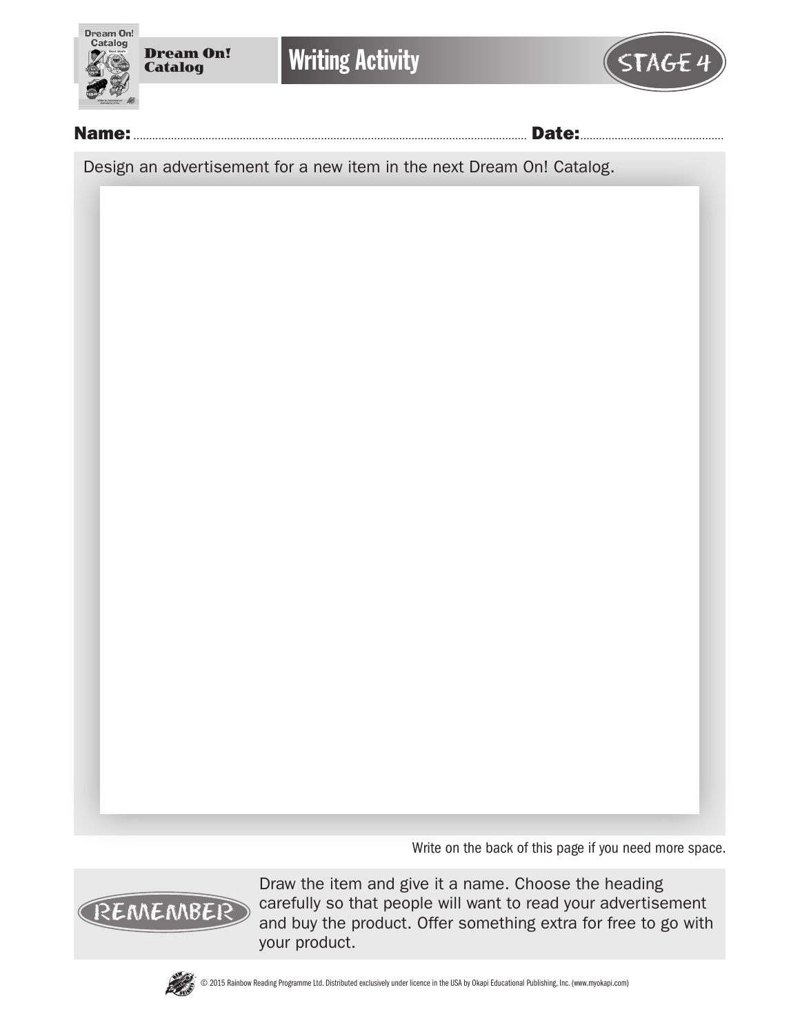**Dream On! Catalog**

# Writing Activity

STAGE 4

**Name:** .................................................. **Date:** ..............................

Design an advertisement for a new item in the next Dream On! Catalog.

Write on the back of this page if you need more space.

REMEMBER

Draw the item and give it a name. Choose the heading carefully so that people will want to read your advertisement and buy the product. Offer something extra for free to go with your product.

© 2015 Rainbow Reading Programme Ltd. Distributed exclusively under licence in the USA by Okapi Educational Publishing, Inc. (www.myokapi.com)